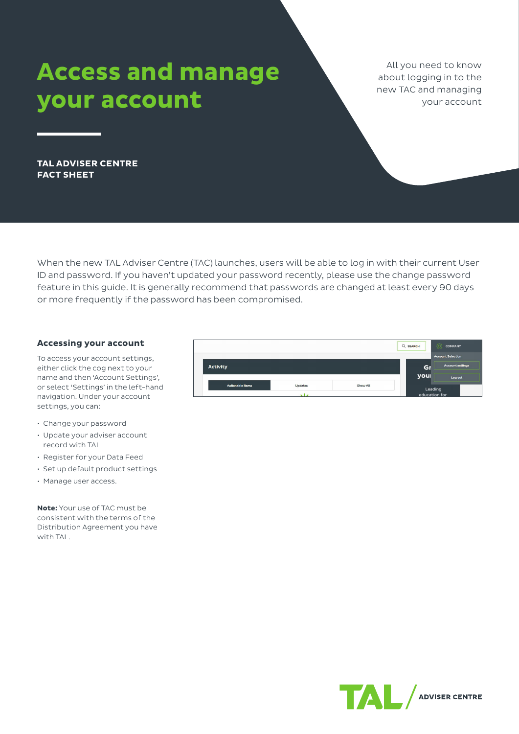# Access and manage your account

All you need to know about logging in to the new TAC and managing your account

**TAL ADVISER CENTRE FACT SHEET**

When the new TAL Adviser Centre (TAC) launches, users will be able to log in with their current User ID and password. If you haven't updated your password recently, please use the change password feature in this guide. It is generally recommend that passwords are changed at least every 90 days or more frequently if the password has been compromised.

## Accessing your account

To access your account settings, either click the cog next to your name and then 'Account Settings', or select 'Settings' in the left-hand navigation. Under your account settings, you can:

- Change your password
- Update your adviser account record with TAL
- Register for your Data Feed
- Set up default product settings
- Manage user access.

**Note:** Your use of TAC must be consistent with the terms of the Distribution Agreement you have with TAL.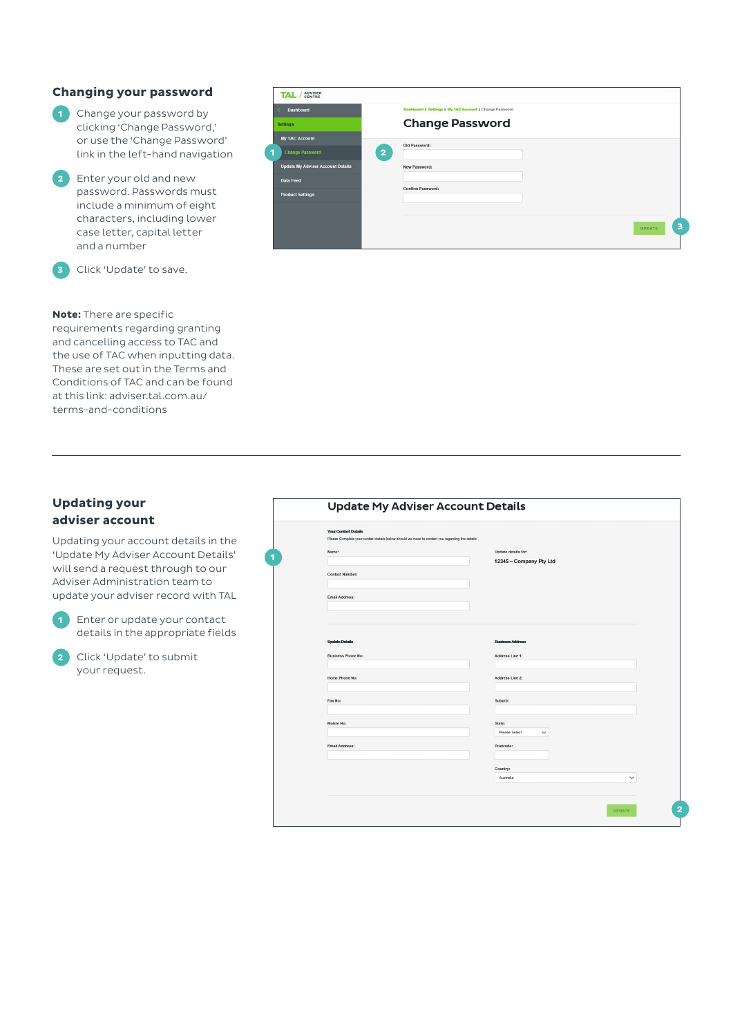## Changing your password

1. Change your password by clicking 'Change Password,' or use the 'Change Password' link in the left-hand navigation
2. Enter your old and new password. Passwords must include a minimum of eight characters, including lower case letter, capital letter and a number
3. Click 'Update' to save.

**Note:** There are specific requirements regarding granting and cancelling access to TAC and the use of TAC when inputting data. These are set out in the Terms and Conditions of TAC and can be found at this link: adviser.tal.com.au/terms-and-conditions

---

## Updating your adviser account

Updating your account details in the 'Update My Adviser Account Details' will send a request through to our Adviser Administration team to update your adviser record with TAL

1. Enter or update your contact details in the appropriate fields
2. Click 'Update' to submit your request.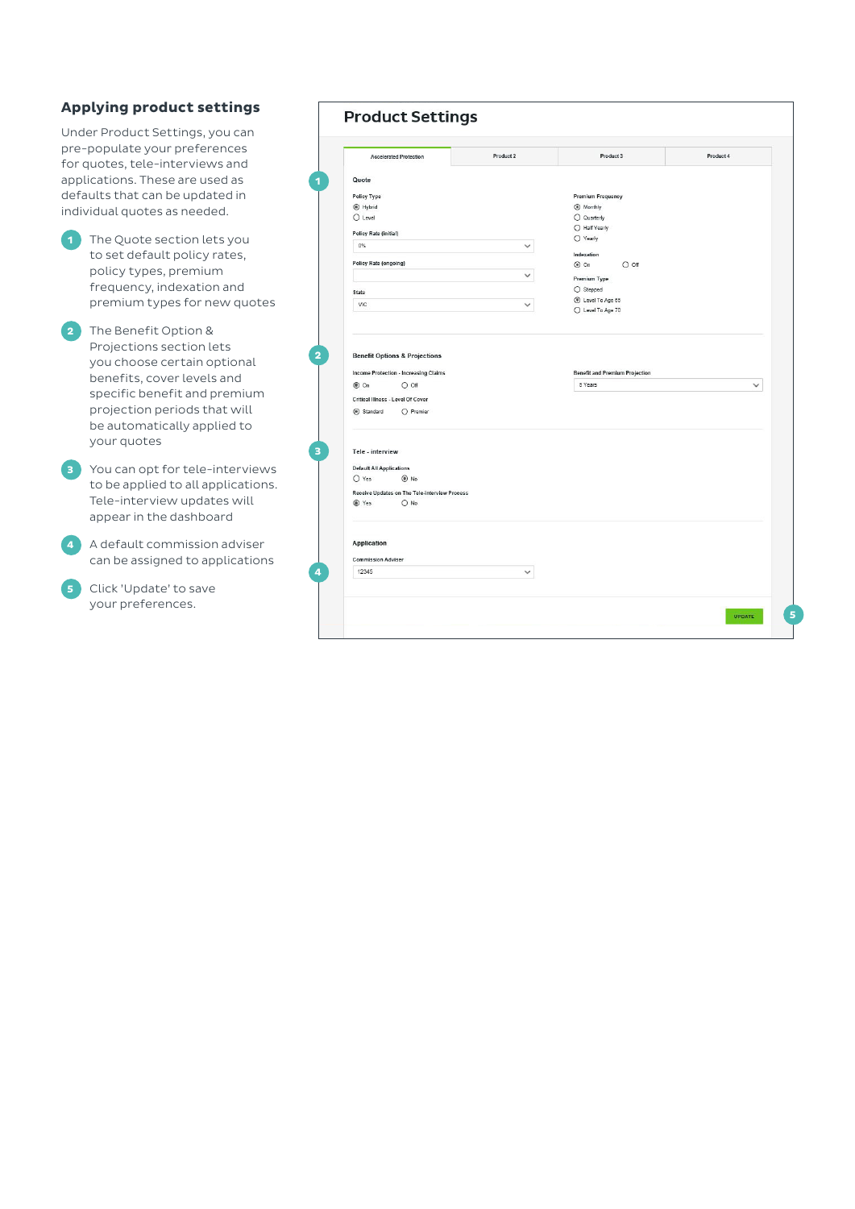## Applying product settings

Under Product Settings, you can pre-populate your preferences for quotes, tele-interviews and applications. These are used as defaults that can be updated in individual quotes as needed.

1. The Quote section lets you to set default policy rates, policy types, premium frequency, indexation and premium types for new quotes
2. The Benefit Option & Projections section lets you choose certain optional benefits, cover levels and specific benefit and premium projection periods that will be automatically applied to your quotes
3. You can opt for tele-interviews to be applied to all applications. Tele-interview updates will appear in the dashboard
4. A default commission adviser can be assigned to applications
5. Click 'Update' to save your preferences.

### Product Settings

Accelerated Protection | Product 2 | Product 3 | Product 4

**Quote**

Policy Type
- (•) Hybrid
- ( ) Level

Policy Rate (initial): 0%

Policy Rate (ongoing):

State: VIC

Premium Frequency
- (•) Monthly
- ( ) Quarterly
- ( ) Half Yearly
- ( ) Yearly

Indexation
- (•) On ( ) Off

Premium Type
- ( ) Stepped
- (•) Level To Age 65
- ( ) Level To Age 70

**Benefit Options & Projections**

Income Protection - Increasing Claims
- (•) On ( ) Off

Critical Illness - Level Of Cover
- (•) Standard ( ) Premier

Benefit and Premium Projection: 5 Years

**Tele - interview**

Default All Applications
- ( ) Yes (•) No

Receive Updates on The Tele-interview Process
- (•) Yes ( ) No

**Application**

Commission Adviser: 12345

UPDATE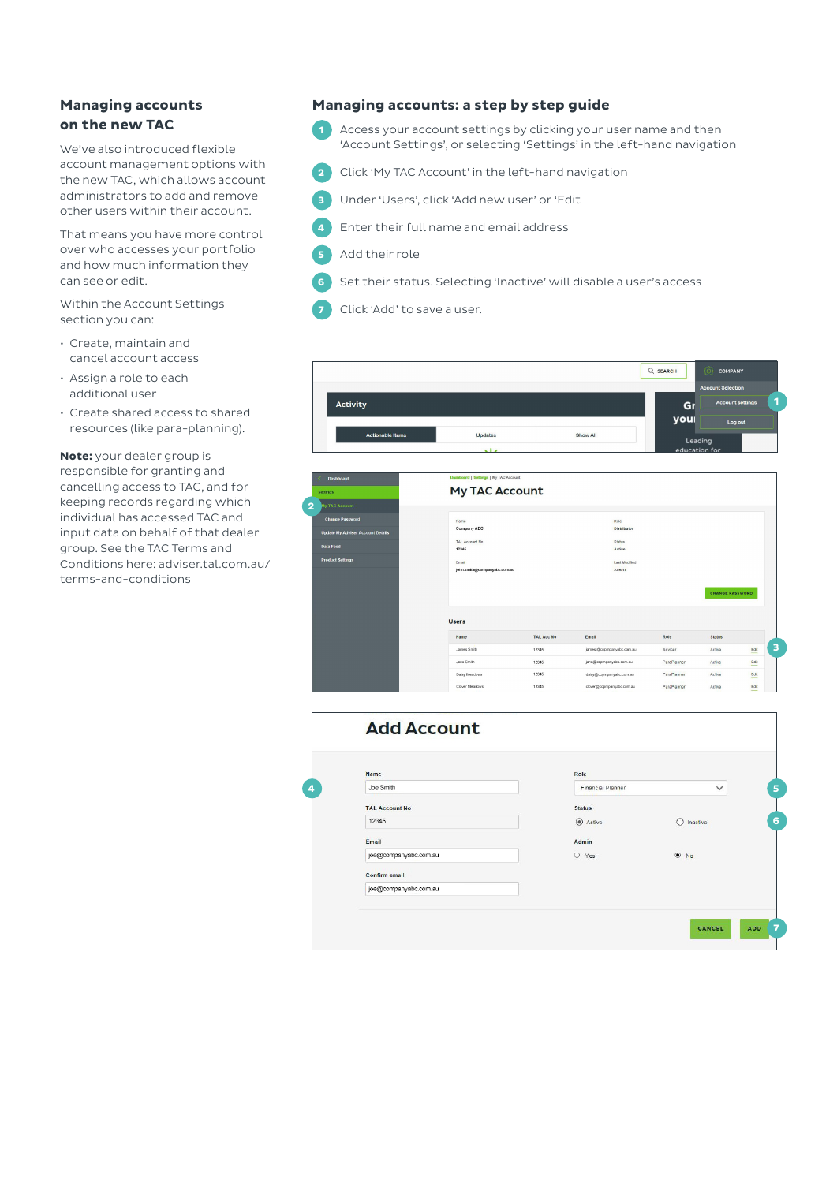## Managing accounts on the new TAC

We've also introduced flexible account management options with the new TAC, which allows account administrators to add and remove other users within their account.

That means you have more control over who accesses your portfolio and how much information they can see or edit.

Within the Account Settings section you can:

- Create, maintain and cancel account access
- Assign a role to each additional user
- Create shared access to shared resources (like para-planning).

**Note:** your dealer group is responsible for granting and cancelling access to TAC, and for keeping records regarding which individual has accessed TAC and input data on behalf of that dealer group. See the TAC Terms and Conditions here: adviser.tal.com.au/terms-and-conditions

## Managing accounts: a step by step guide

1. Access your account settings by clicking your user name and then 'Account Settings', or selecting 'Settings' in the left-hand navigation
2. Click 'My TAC Account' in the left-hand navigation
3. Under 'Users', click 'Add new user' or 'Edit
4. Enter their full name and email address
5. Add their role
6. Set their status. Selecting 'Inactive' will disable a user's access
7. Click 'Add' to save a user.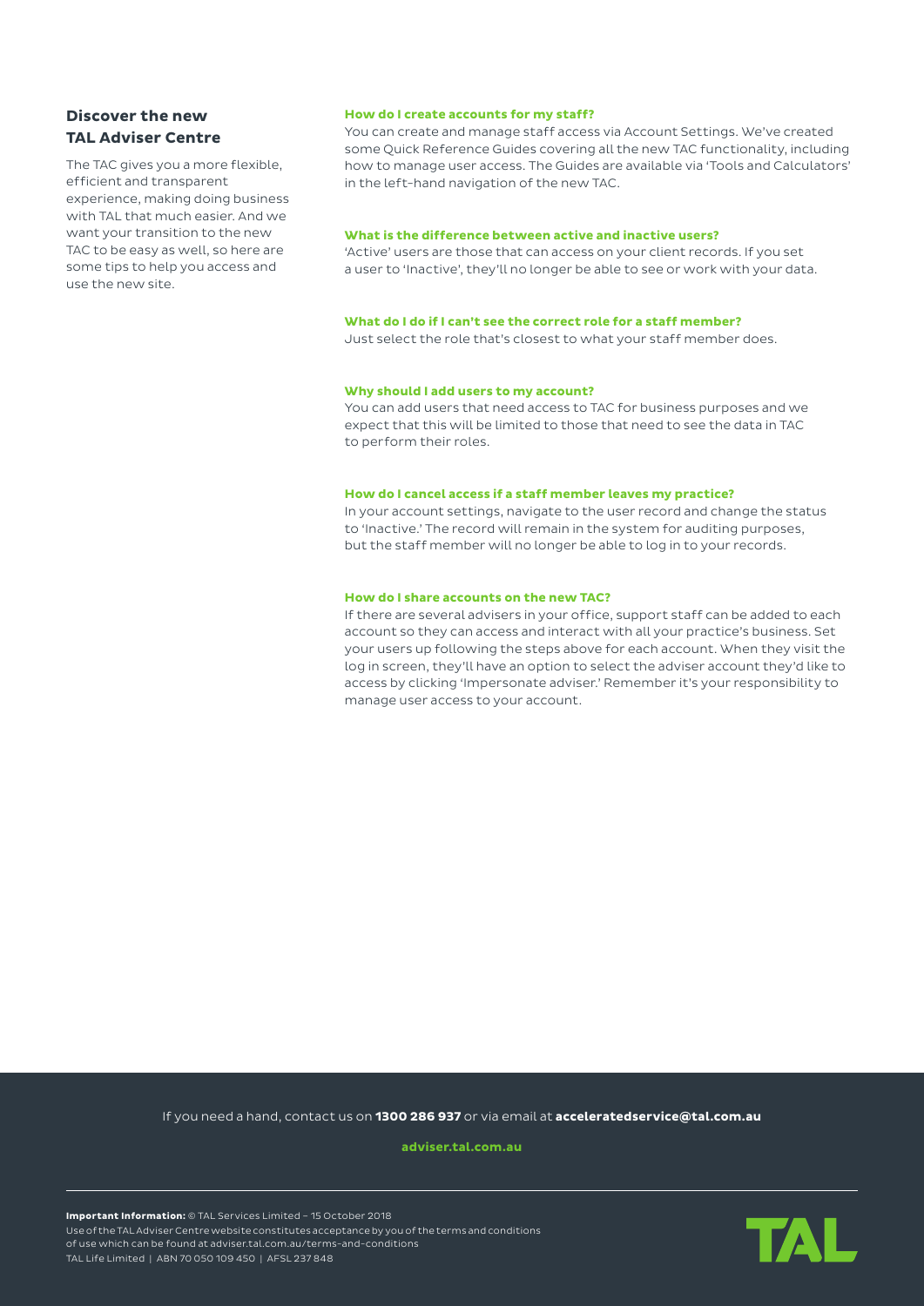## Discover the new TAL Adviser Centre

The TAC gives you a more flexible, efficient and transparent experience, making doing business with TAL that much easier. And we want your transition to the new TAC to be easy as well, so here are some tips to help you access and use the new site.

**How do I create accounts for my staff?**

You can create and manage staff access via Account Settings. We've created some Quick Reference Guides covering all the new TAC functionality, including how to manage user access. The Guides are available via 'Tools and Calculators' in the left-hand navigation of the new TAC.

**What is the difference between active and inactive users?**

'Active' users are those that can access on your client records. If you set a user to 'Inactive', they'll no longer be able to see or work with your data.

**What do I do if I can't see the correct role for a staff member?**

Just select the role that's closest to what your staff member does.

**Why should I add users to my account?**

You can add users that need access to TAC for business purposes and we expect that this will be limited to those that need to see the data in TAC to perform their roles.

**How do I cancel access if a staff member leaves my practice?**

In your account settings, navigate to the user record and change the status to 'Inactive.' The record will remain in the system for auditing purposes, but the staff member will no longer be able to log in to your records.

**How do I share accounts on the new TAC?**

If there are several advisers in your office, support staff can be added to each account so they can access and interact with all your practice's business. Set your users up following the steps above for each account. When they visit the log in screen, they'll have an option to select the adviser account they'd like to access by clicking 'Impersonate adviser.' Remember it's your responsibility to manage user access to your account.

If you need a hand, contact us on **1300 286 937** or via email at **acceleratedservice@tal.com.au**

**adviser.tal.com.au**

**Important Information:** © TAL Services Limited – 15 October 2018
Use of the TAL Adviser Centre website constitutes acceptance by you of the terms and conditions of use which can be found at adviser.tal.com.au/terms-and-conditions
TAL Life Limited | ABN 70 050 109 450 | AFSL 237 848

TAL